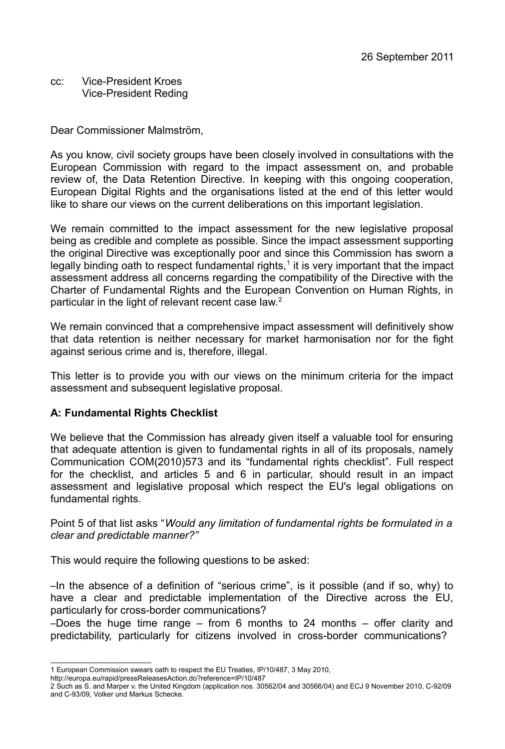26 September 2011

cc: Vice-President Kroes
Vice-President Reding

Dear Commissioner Malmström,

As you know, civil society groups have been closely involved in consultations with the European Commission with regard to the impact assessment on, and probable review of, the Data Retention Directive. In keeping with this ongoing cooperation, European Digital Rights and the organisations listed at the end of this letter would like to share our views on the current deliberations on this important legislation.

We remain committed to the impact assessment for the new legislative proposal being as credible and complete as possible. Since the impact assessment supporting the original Directive was exceptionally poor and since this Commission has sworn a legally binding oath to respect fundamental rights,[1] it is very important that the impact assessment address all concerns regarding the compatibility of the Directive with the Charter of Fundamental Rights and the European Convention on Human Rights, in particular in the light of relevant recent case law.[2]

We remain convinced that a comprehensive impact assessment will definitively show that data retention is neither necessary for market harmonisation nor for the fight against serious crime and is, therefore, illegal.

This letter is to provide you with our views on the minimum criteria for the impact assessment and subsequent legislative proposal.

## A: Fundamental Rights Checklist

We believe that the Commission has already given itself a valuable tool for ensuring that adequate attention is given to fundamental rights in all of its proposals, namely Communication COM(2010)573 and its "fundamental rights checklist". Full respect for the checklist, and articles 5 and 6 in particular, should result in an impact assessment and legislative proposal which respect the EU's legal obligations on fundamental rights.

Point 5 of that list asks "*Would any limitation of fundamental rights be formulated in a clear and predictable manner?"*

This would require the following questions to be asked:

–In the absence of a definition of "serious crime", is it possible (and if so, why) to have a clear and predictable implementation of the Directive across the EU, particularly for cross-border communications?

–Does the huge time range – from 6 months to 24 months – offer clarity and predictability, particularly for citizens involved in cross-border communications?

---

1 European Commission swears oath to respect the EU Treaties, IP/10/487, 3 May 2010, http://europa.eu/rapid/pressReleasesAction.do?reference=IP/10/487

2 Such as S. and Marper v. the United Kingdom (application nos. 30562/04 and 30566/04) and ECJ 9 November 2010, C-92/09 and C-93/09, Volker und Markus Schecke.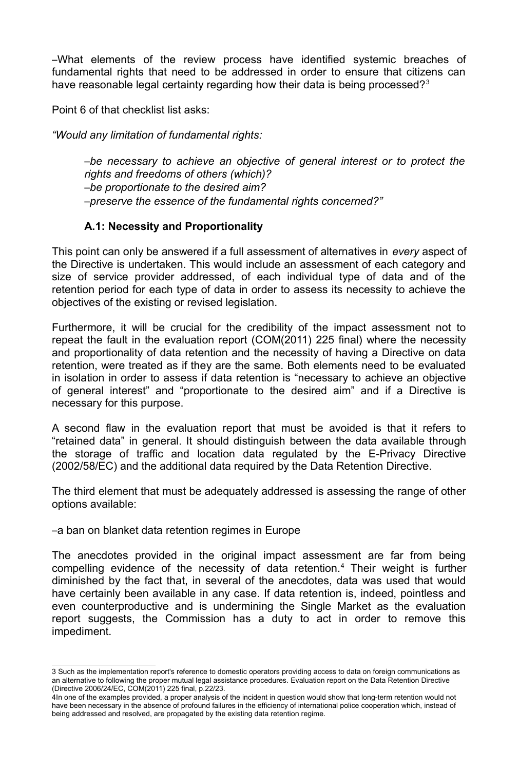–What elements of the review process have identified systemic breaches of fundamental rights that need to be addressed in order to ensure that citizens can have reasonable legal certainty regarding how their data is being processed?[3]

Point 6 of that checklist list asks:

*"Would any limitation of fundamental rights:*

> *–be necessary to achieve an objective of general interest or to protect the rights and freedoms of others (which)?*
> *–be proportionate to the desired aim?*
> *–preserve the essence of the fundamental rights concerned?"*

### A.1: Necessity and Proportionality

This point can only be answered if a full assessment of alternatives in *every* aspect of the Directive is undertaken. This would include an assessment of each category and size of service provider addressed, of each individual type of data and of the retention period for each type of data in order to assess its necessity to achieve the objectives of the existing or revised legislation.

Furthermore, it will be crucial for the credibility of the impact assessment not to repeat the fault in the evaluation report (COM(2011) 225 final) where the necessity and proportionality of data retention and the necessity of having a Directive on data retention, were treated as if they are the same. Both elements need to be evaluated in isolation in order to assess if data retention is "necessary to achieve an objective of general interest" and "proportionate to the desired aim" and if a Directive is necessary for this purpose.

A second flaw in the evaluation report that must be avoided is that it refers to "retained data" in general. It should distinguish between the data available through the storage of traffic and location data regulated by the E-Privacy Directive (2002/58/EC) and the additional data required by the Data Retention Directive.

The third element that must be adequately addressed is assessing the range of other options available:

–a ban on blanket data retention regimes in Europe

The anecdotes provided in the original impact assessment are far from being compelling evidence of the necessity of data retention.[4] Their weight is further diminished by the fact that, in several of the anecdotes, data was used that would have certainly been available in any case. If data retention is, indeed, pointless and even counterproductive and is undermining the Single Market as the evaluation report suggests, the Commission has a duty to act in order to remove this impediment.

---

3 Such as the implementation report's reference to domestic operators providing access to data on foreign communications as an alternative to following the proper mutual legal assistance procedures. Evaluation report on the Data Retention Directive (Directive 2006/24/EC, COM(2011) 225 final, p.22/23.

4In one of the examples provided, a proper analysis of the incident in question would show that long-term retention would not have been necessary in the absence of profound failures in the efficiency of international police cooperation which, instead of being addressed and resolved, are propagated by the existing data retention regime.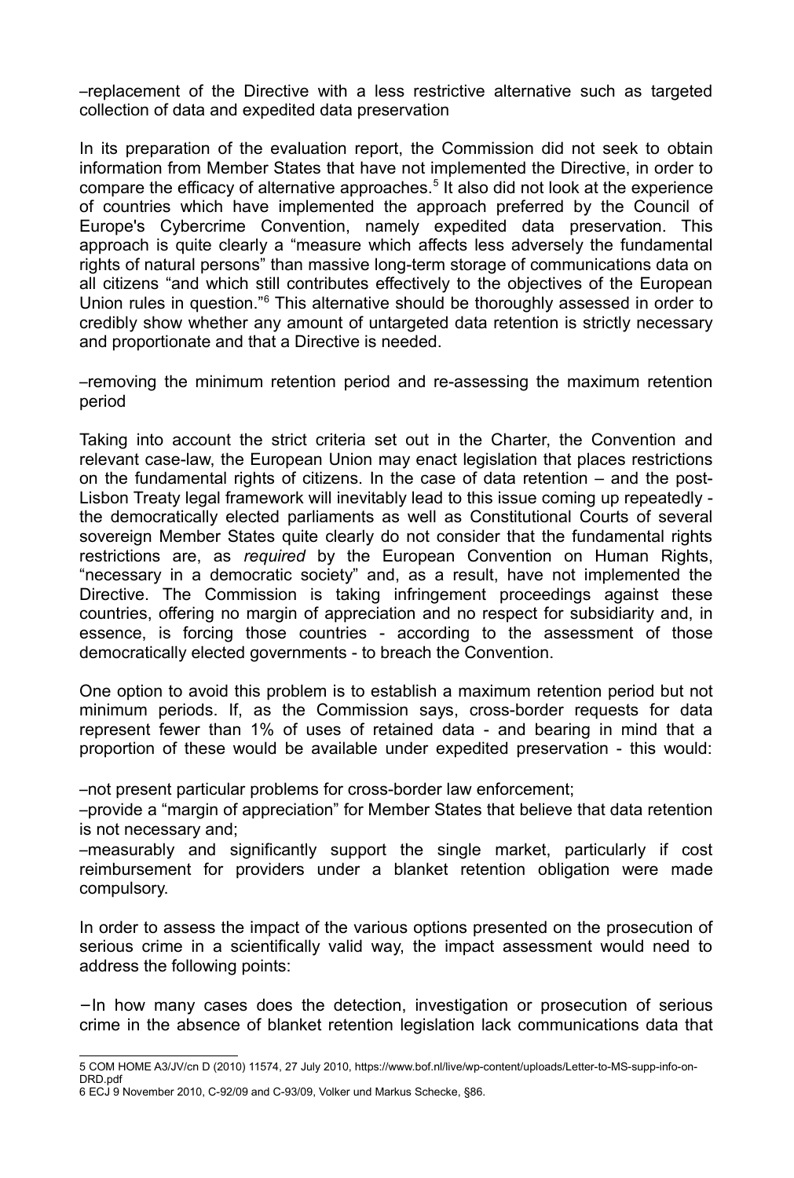–replacement of the Directive with a less restrictive alternative such as targeted collection of data and expedited data preservation

In its preparation of the evaluation report, the Commission did not seek to obtain information from Member States that have not implemented the Directive, in order to compare the efficacy of alternative approaches.[5] It also did not look at the experience of countries which have implemented the approach preferred by the Council of Europe's Cybercrime Convention, namely expedited data preservation. This approach is quite clearly a "measure which affects less adversely the fundamental rights of natural persons" than massive long-term storage of communications data on all citizens "and which still contributes effectively to the objectives of the European Union rules in question."[6] This alternative should be thoroughly assessed in order to credibly show whether any amount of untargeted data retention is strictly necessary and proportionate and that a Directive is needed.

–removing the minimum retention period and re-assessing the maximum retention period

Taking into account the strict criteria set out in the Charter, the Convention and relevant case-law, the European Union may enact legislation that places restrictions on the fundamental rights of citizens. In the case of data retention – and the post-Lisbon Treaty legal framework will inevitably lead to this issue coming up repeatedly - the democratically elected parliaments as well as Constitutional Courts of several sovereign Member States quite clearly do not consider that the fundamental rights restrictions are, as *required* by the European Convention on Human Rights, "necessary in a democratic society" and, as a result, have not implemented the Directive. The Commission is taking infringement proceedings against these countries, offering no margin of appreciation and no respect for subsidiarity and, in essence, is forcing those countries - according to the assessment of those democratically elected governments - to breach the Convention.

One option to avoid this problem is to establish a maximum retention period but not minimum periods. If, as the Commission says, cross-border requests for data represent fewer than 1% of uses of retained data - and bearing in mind that a proportion of these would be available under expedited preservation - this would:

–not present particular problems for cross-border law enforcement;
–provide a "margin of appreciation" for Member States that believe that data retention is not necessary and;
–measurably and significantly support the single market, particularly if cost reimbursement for providers under a blanket retention obligation were made compulsory.

In order to assess the impact of the various options presented on the prosecution of serious crime in a scientifically valid way, the impact assessment would need to address the following points:

−In how many cases does the detection, investigation or prosecution of serious crime in the absence of blanket retention legislation lack communications data that

---

5 COM HOME A3/JV/cn D (2010) 11574, 27 July 2010, https://www.bof.nl/live/wp-content/uploads/Letter-to-MS-supp-info-on-DRD.pdf

6 ECJ 9 November 2010, C-92/09 and C-93/09, Volker und Markus Schecke, §86.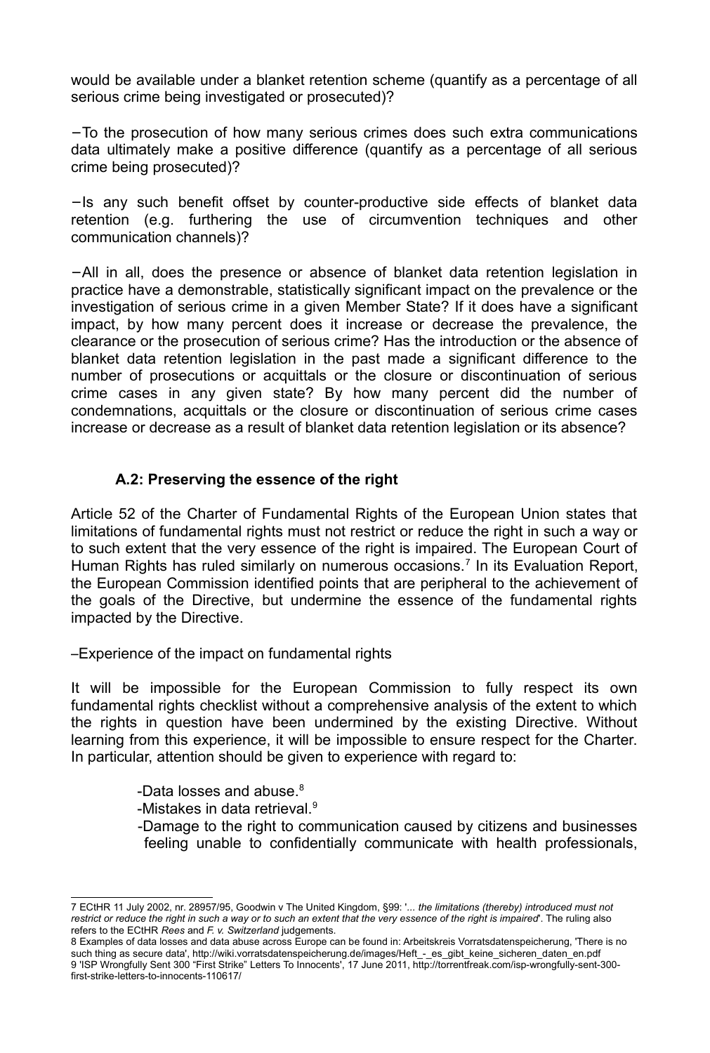would be available under a blanket retention scheme (quantify as a percentage of all serious crime being investigated or prosecuted)?

−To the prosecution of how many serious crimes does such extra communications data ultimately make a positive difference (quantify as a percentage of all serious crime being prosecuted)?

−Is any such benefit offset by counter-productive side effects of blanket data retention (e.g. furthering the use of circumvention techniques and other communication channels)?

−All in all, does the presence or absence of blanket data retention legislation in practice have a demonstrable, statistically significant impact on the prevalence or the investigation of serious crime in a given Member State? If it does have a significant impact, by how many percent does it increase or decrease the prevalence, the clearance or the prosecution of serious crime? Has the introduction or the absence of blanket data retention legislation in the past made a significant difference to the number of prosecutions or acquittals or the closure or discontinuation of serious crime cases in any given state? By how many percent did the number of condemnations, acquittals or the closure or discontinuation of serious crime cases increase or decrease as a result of blanket data retention legislation or its absence?

### A.2: Preserving the essence of the right

Article 52 of the Charter of Fundamental Rights of the European Union states that limitations of fundamental rights must not restrict or reduce the right in such a way or to such extent that the very essence of the right is impaired. The European Court of Human Rights has ruled similarly on numerous occasions.[7] In its Evaluation Report, the European Commission identified points that are peripheral to the achievement of the goals of the Directive, but undermine the essence of the fundamental rights impacted by the Directive.

–Experience of the impact on fundamental rights

It will be impossible for the European Commission to fully respect its own fundamental rights checklist without a comprehensive analysis of the extent to which the rights in question have been undermined by the existing Directive. Without learning from this experience, it will be impossible to ensure respect for the Charter. In particular, attention should be given to experience with regard to:

- -Data losses and abuse.[8]
- -Mistakes in data retrieval.[9]
- -Damage to the right to communication caused by citizens and businesses feeling unable to confidentially communicate with health professionals,

---

7 ECtHR 11 July 2002, nr. 28957/95, Goodwin v The United Kingdom, §99: '*... the limitations (thereby) introduced must not restrict or reduce the right in such a way or to such an extent that the very essence of the right is impaired*'. The ruling also refers to the ECtHR *Rees* and *F. v. Switzerland* judgements.

8 Examples of data losses and data abuse across Europe can be found in: Arbeitskreis Vorratsdatenspeicherung, 'There is no such thing as secure data', http://wiki.vorratsdatenspeicherung.de/images/Heft_-_es_gibt_keine_sicheren_daten_en.pdf

9 'ISP Wrongfully Sent 300 "First Strike" Letters To Innocents', 17 June 2011, http://torrentfreak.com/isp-wrongfully-sent-300-first-strike-letters-to-innocents-110617/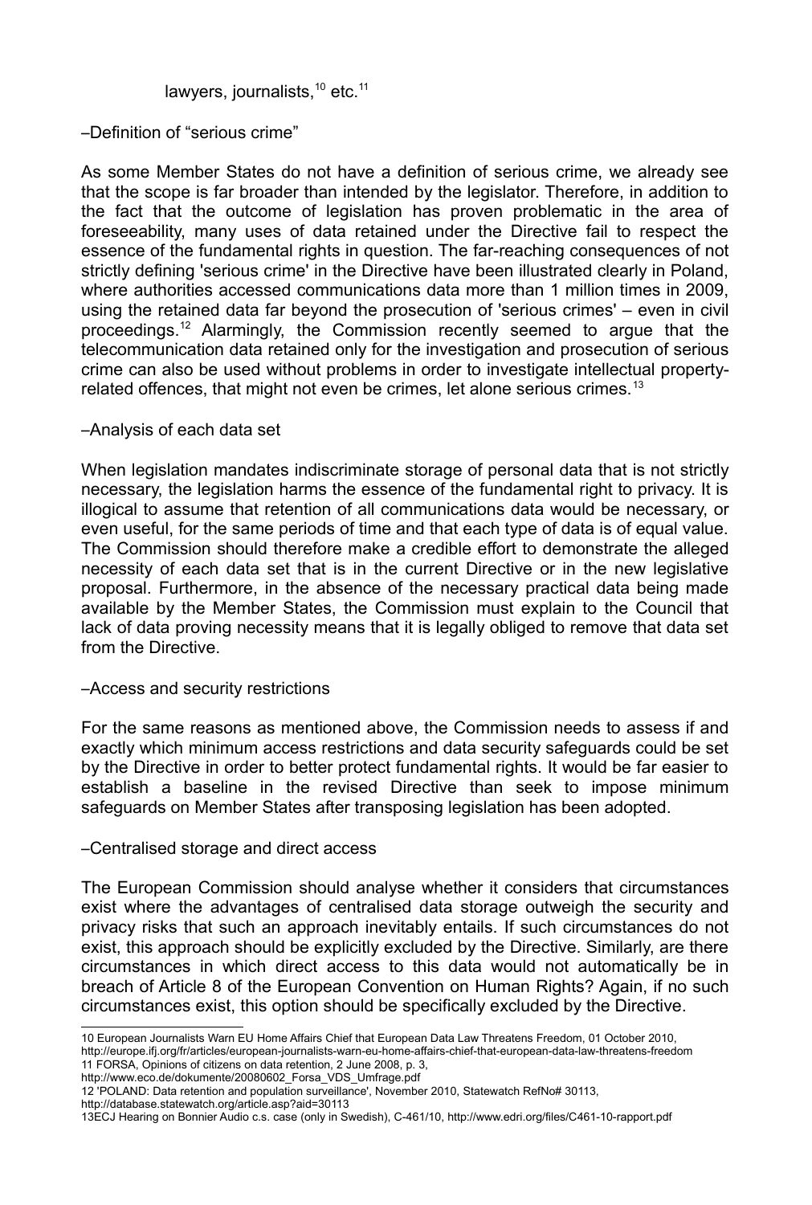lawyers, journalists,[10] etc.[11]

–Definition of "serious crime"

As some Member States do not have a definition of serious crime, we already see that the scope is far broader than intended by the legislator. Therefore, in addition to the fact that the outcome of legislation has proven problematic in the area of foreseeability, many uses of data retained under the Directive fail to respect the essence of the fundamental rights in question. The far-reaching consequences of not strictly defining 'serious crime' in the Directive have been illustrated clearly in Poland, where authorities accessed communications data more than 1 million times in 2009, using the retained data far beyond the prosecution of 'serious crimes' – even in civil proceedings.[12] Alarmingly, the Commission recently seemed to argue that the telecommunication data retained only for the investigation and prosecution of serious crime can also be used without problems in order to investigate intellectual property-related offences, that might not even be crimes, let alone serious crimes.[13]

–Analysis of each data set

When legislation mandates indiscriminate storage of personal data that is not strictly necessary, the legislation harms the essence of the fundamental right to privacy. It is illogical to assume that retention of all communications data would be necessary, or even useful, for the same periods of time and that each type of data is of equal value. The Commission should therefore make a credible effort to demonstrate the alleged necessity of each data set that is in the current Directive or in the new legislative proposal. Furthermore, in the absence of the necessary practical data being made available by the Member States, the Commission must explain to the Council that lack of data proving necessity means that it is legally obliged to remove that data set from the Directive.

–Access and security restrictions

For the same reasons as mentioned above, the Commission needs to assess if and exactly which minimum access restrictions and data security safeguards could be set by the Directive in order to better protect fundamental rights. It would be far easier to establish a baseline in the revised Directive than seek to impose minimum safeguards on Member States after transposing legislation has been adopted.

–Centralised storage and direct access

The European Commission should analyse whether it considers that circumstances exist where the advantages of centralised data storage outweigh the security and privacy risks that such an approach inevitably entails. If such circumstances do not exist, this approach should be explicitly excluded by the Directive. Similarly, are there circumstances in which direct access to this data would not automatically be in breach of Article 8 of the European Convention on Human Rights? Again, if no such circumstances exist, this option should be specifically excluded by the Directive.

---

10 European Journalists Warn EU Home Affairs Chief that European Data Law Threatens Freedom, 01 October 2010, http://europe.ifj.org/fr/articles/european-journalists-warn-eu-home-affairs-chief-that-european-data-law-threatens-freedom

11 FORSA, Opinions of citizens on data retention, 2 June 2008, p. 3, http://www.eco.de/dokumente/20080602_Forsa_VDS_Umfrage.pdf

12 'POLAND: Data retention and population surveillance', November 2010, Statewatch RefNo# 30113, http://database.statewatch.org/article.asp?aid=30113

13ECJ Hearing on Bonnier Audio c.s. case (only in Swedish), C-461/10, http://www.edri.org/files/C461-10-rapport.pdf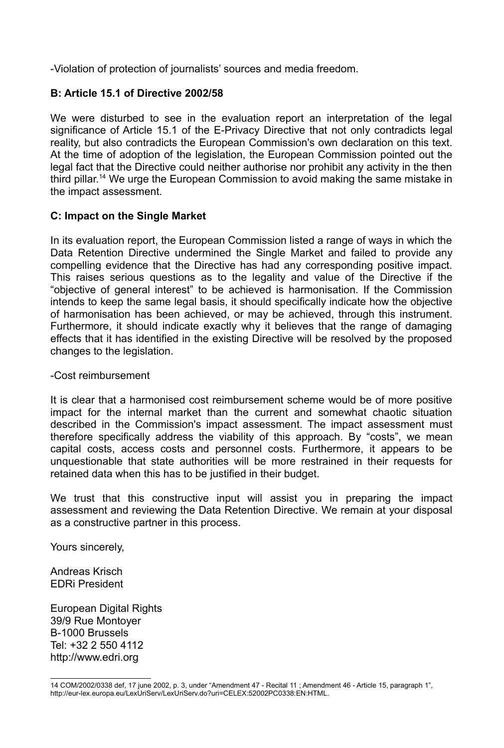-Violation of protection of journalists' sources and media freedom.

### B: Article 15.1 of Directive 2002/58

We were disturbed to see in the evaluation report an interpretation of the legal significance of Article 15.1 of the E-Privacy Directive that not only contradicts legal reality, but also contradicts the European Commission's own declaration on this text. At the time of adoption of the legislation, the European Commission pointed out the legal fact that the Directive could neither authorise nor prohibit any activity in the then third pillar.[14] We urge the European Commission to avoid making the same mistake in the impact assessment.

### C: Impact on the Single Market

In its evaluation report, the European Commission listed a range of ways in which the Data Retention Directive undermined the Single Market and failed to provide any compelling evidence that the Directive has had any corresponding positive impact. This raises serious questions as to the legality and value of the Directive if the "objective of general interest" to be achieved is harmonisation. If the Commission intends to keep the same legal basis, it should specifically indicate how the objective of harmonisation has been achieved, or may be achieved, through this instrument. Furthermore, it should indicate exactly why it believes that the range of damaging effects that it has identified in the existing Directive will be resolved by the proposed changes to the legislation.

-Cost reimbursement

It is clear that a harmonised cost reimbursement scheme would be of more positive impact for the internal market than the current and somewhat chaotic situation described in the Commission's impact assessment. The impact assessment must therefore specifically address the viability of this approach. By "costs", we mean capital costs, access costs and personnel costs. Furthermore, it appears to be unquestionable that state authorities will be more restrained in their requests for retained data when this has to be justified in their budget.

We trust that this constructive input will assist you in preparing the impact assessment and reviewing the Data Retention Directive. We remain at your disposal as a constructive partner in this process.

Yours sincerely,

Andreas Krisch
EDRi President

European Digital Rights
39/9 Rue Montoyer
B-1000 Brussels
Tel: +32 2 550 4112
http://www.edri.org

---

14 COM/2002/0338 def, 17 june 2002, p. 3, under "Amendment 47 - Recital 11 ; Amendment 46 - Article 15, paragraph 1", http://eur-lex.europa.eu/LexUriServ/LexUriServ.do?uri=CELEX:52002PC0338:EN:HTML.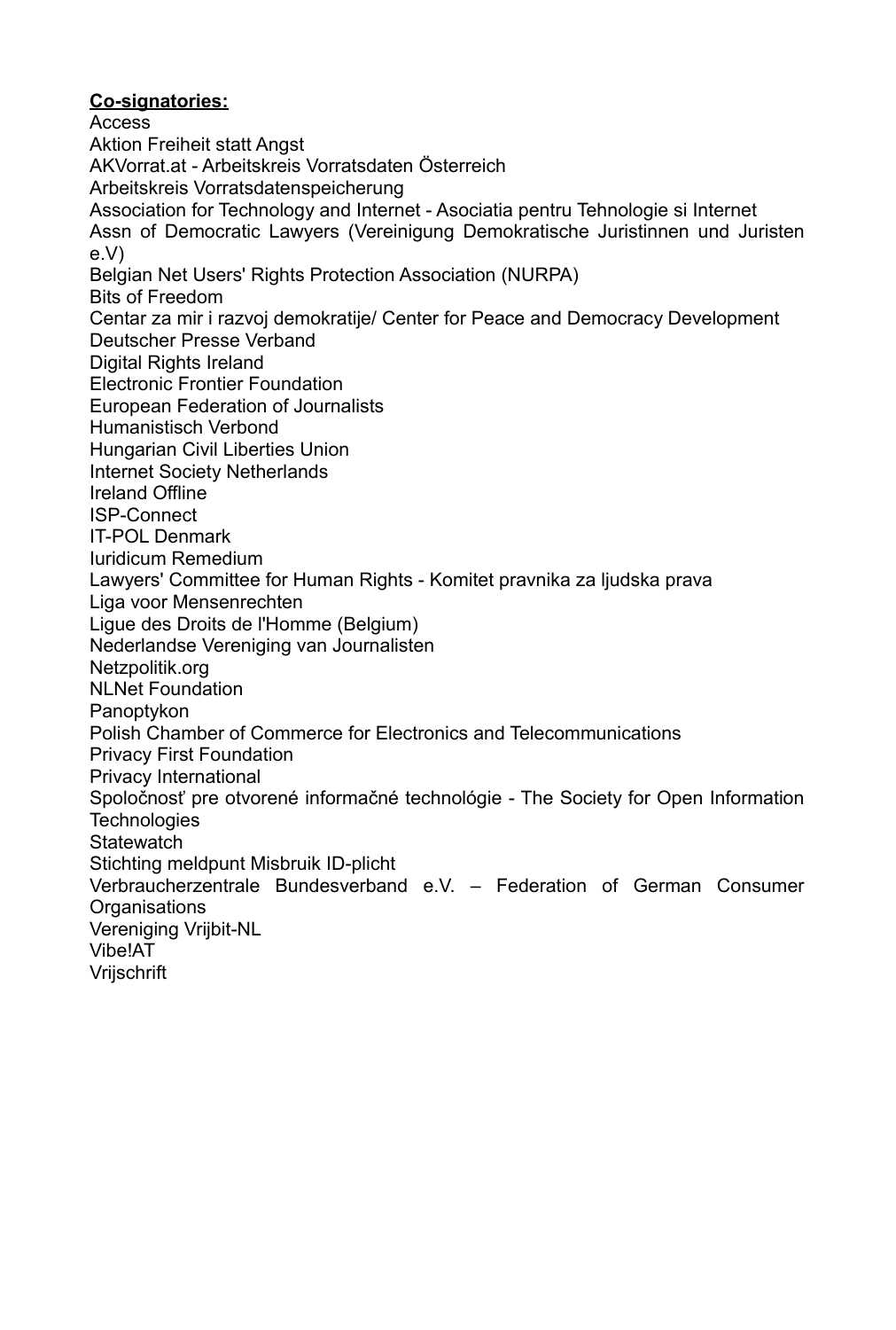**Co-signatories:**

Access
Aktion Freiheit statt Angst
AKVorrat.at - Arbeitskreis Vorratsdaten Österreich
Arbeitskreis Vorratsdatenspeicherung
Association for Technology and Internet - Asociatia pentru Tehnologie si Internet
Assn of Democratic Lawyers (Vereinigung Demokratische Juristinnen und Juristen e.V)
Belgian Net Users' Rights Protection Association (NURPA)
Bits of Freedom
Centar za mir i razvoj demokratije/ Center for Peace and Democracy Development
Deutscher Presse Verband
Digital Rights Ireland
Electronic Frontier Foundation
European Federation of Journalists
Humanistisch Verbond
Hungarian Civil Liberties Union
Internet Society Netherlands
Ireland Offline
ISP-Connect
IT-POL Denmark
Iuridicum Remedium
Lawyers' Committee for Human Rights - Komitet pravnika za ljudska prava
Liga voor Mensenrechten
Ligue des Droits de l'Homme (Belgium)
Nederlandse Vereniging van Journalisten
Netzpolitik.org
NLNet Foundation
Panoptykon
Polish Chamber of Commerce for Electronics and Telecommunications
Privacy First Foundation
Privacy International
Spoločnosť pre otvorené informačné technológie - The Society for Open Information Technologies
Statewatch
Stichting meldpunt Misbruik ID-plicht
Verbraucherzentrale Bundesverband e.V. – Federation of German Consumer Organisations
Vereniging Vrijbit-NL
Vibe!AT
Vrijschrift